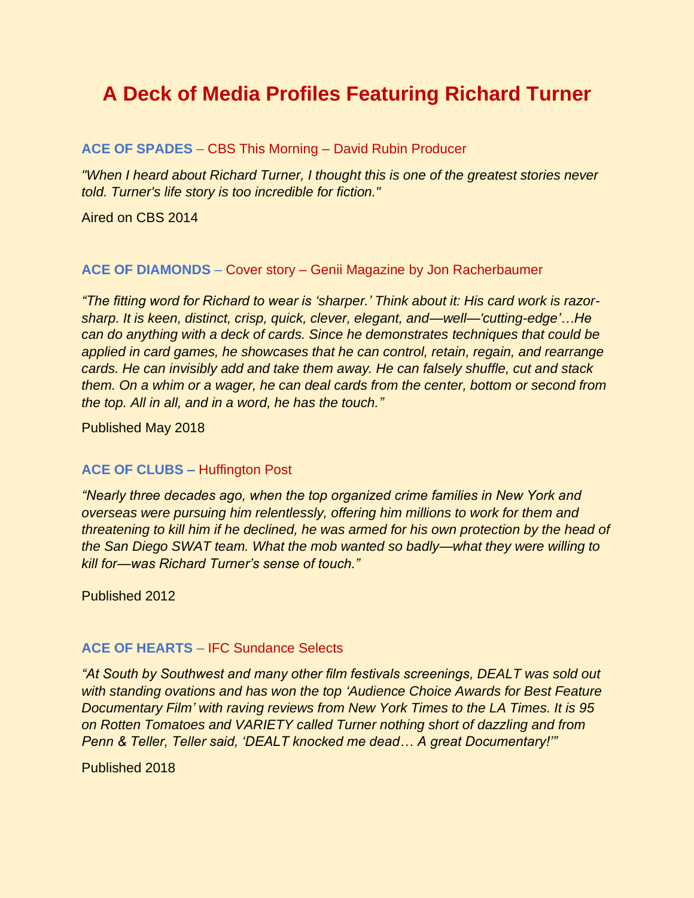# A Deck of Media Profiles Featuring Richard Turner

**ACE OF SPADES** – CBS This Morning – David Rubin Producer

*"When I heard about Richard Turner, I thought this is one of the greatest stories never told. Turner's life story is too incredible for fiction."*

Aired on CBS 2014

**ACE OF DIAMONDS** – Cover story – Genii Magazine by Jon Racherbaumer

*"The fitting word for Richard to wear is 'sharper.' Think about it: His card work is razor-sharp. It is keen, distinct, crisp, quick, clever, elegant, and—well—'cutting-edge'…He can do anything with a deck of cards. Since he demonstrates techniques that could be applied in card games, he showcases that he can control, retain, regain, and rearrange cards. He can invisibly add and take them away. He can falsely shuffle, cut and stack them. On a whim or a wager, he can deal cards from the center, bottom or second from the top. All in all, and in a word, he has the touch."*

Published May 2018

**ACE OF CLUBS –** Huffington Post

*"Nearly three decades ago, when the top organized crime families in New York and overseas were pursuing him relentlessly, offering him millions to work for them and threatening to kill him if he declined, he was armed for his own protection by the head of the San Diego SWAT team. What the mob wanted so badly—what they were willing to kill for—was Richard Turner's sense of touch."*

Published 2012

**ACE OF HEARTS** – IFC Sundance Selects

*"At South by Southwest and many other film festivals screenings, DEALT was sold out with standing ovations and has won the top 'Audience Choice Awards for Best Feature Documentary Film' with raving reviews from New York Times to the LA Times. It is 95 on Rotten Tomatoes and VARIETY called Turner nothing short of dazzling and from Penn & Teller, Teller said, 'DEALT knocked me dead… A great Documentary!'"*

Published 2018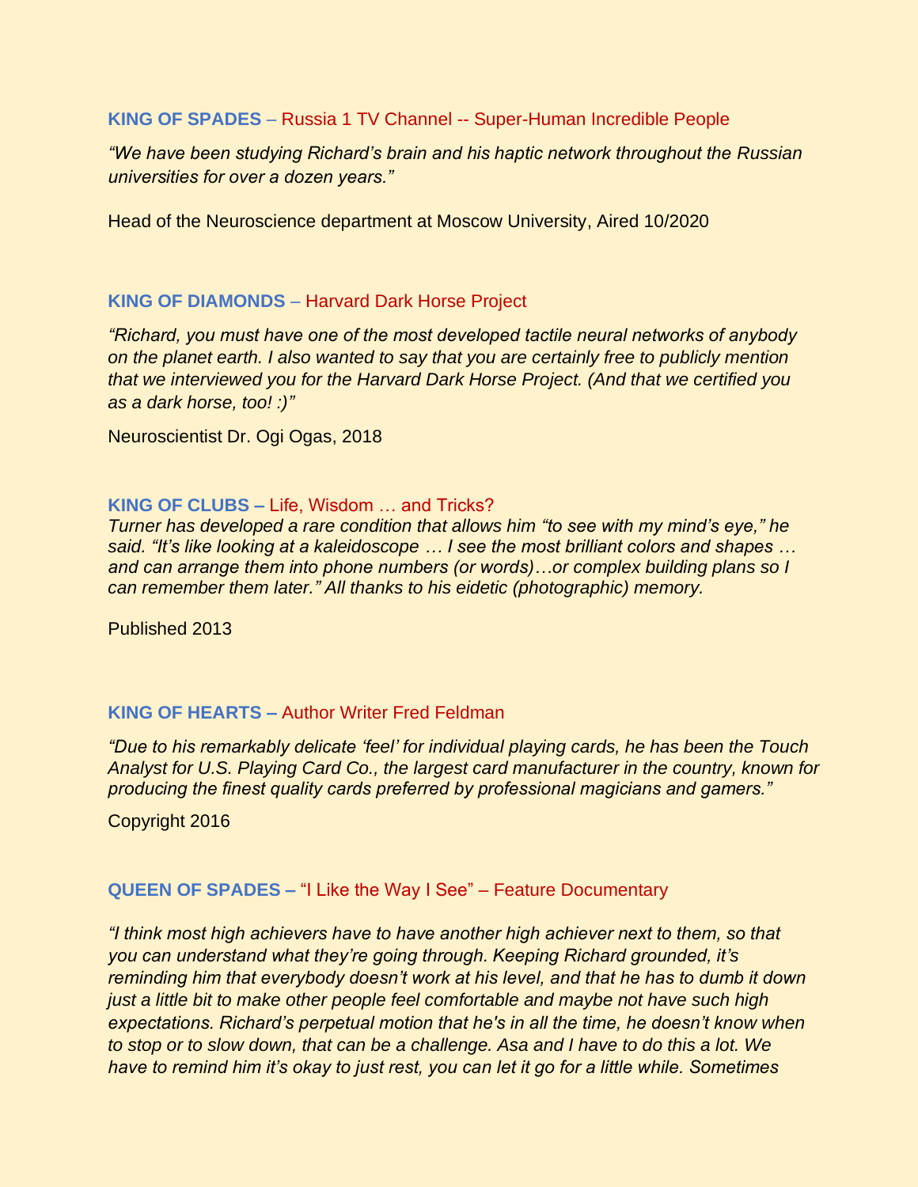**KING OF SPADES** – Russia 1 TV Channel -- Super-Human Incredible People

*"We have been studying Richard's brain and his haptic network throughout the Russian universities for over a dozen years."*

Head of the Neuroscience department at Moscow University, Aired 10/2020

**KING OF DIAMONDS** – Harvard Dark Horse Project

*"Richard, you must have one of the most developed tactile neural networks of anybody on the planet earth. I also wanted to say that you are certainly free to publicly mention that we interviewed you for the Harvard Dark Horse Project. (And that we certified you as a dark horse, too! :)"*

Neuroscientist Dr. Ogi Ogas, 2018

**KING OF CLUBS** – Life, Wisdom … and Tricks?

*Turner has developed a rare condition that allows him "to see with my mind's eye," he said. "It's like looking at a kaleidoscope … I see the most brilliant colors and shapes … and can arrange them into phone numbers (or words)…or complex building plans so I can remember them later." All thanks to his eidetic (photographic) memory.*

Published 2013

**KING OF HEARTS** – Author Writer Fred Feldman

*"Due to his remarkably delicate 'feel' for individual playing cards, he has been the Touch Analyst for U.S. Playing Card Co., the largest card manufacturer in the country, known for producing the finest quality cards preferred by professional magicians and gamers."*

Copyright 2016

**QUEEN OF SPADES** – "I Like the Way I See" – Feature Documentary

*"I think most high achievers have to have another high achiever next to them, so that you can understand what they're going through. Keeping Richard grounded, it's reminding him that everybody doesn't work at his level, and that he has to dumb it down just a little bit to make other people feel comfortable and maybe not have such high expectations. Richard's perpetual motion that he's in all the time, he doesn't know when to stop or to slow down, that can be a challenge. Asa and I have to do this a lot. We have to remind him it's okay to just rest, you can let it go for a little while. Sometimes*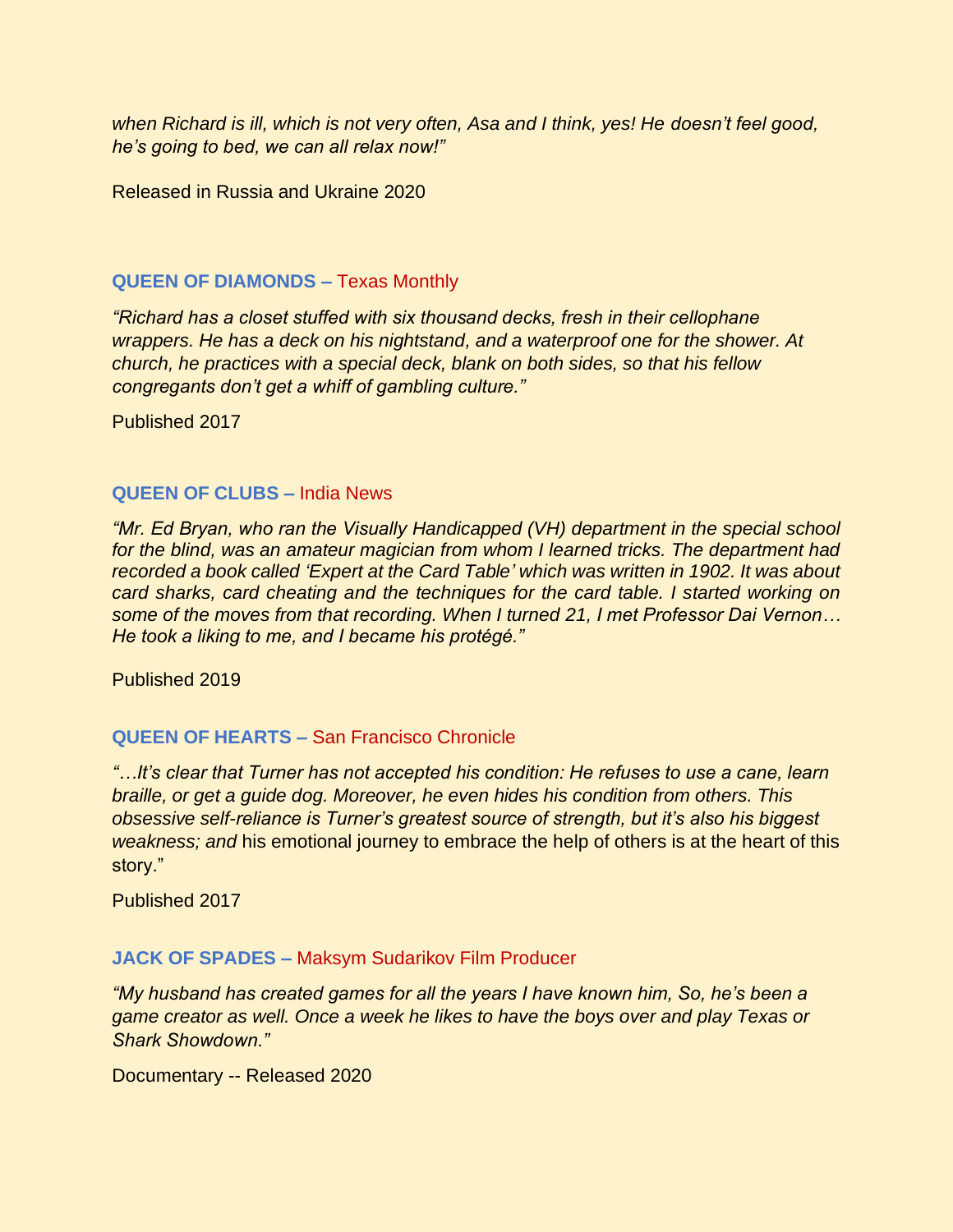*when Richard is ill, which is not very often, Asa and I think, yes! He doesn't feel good, he's going to bed, we can all relax now!"*

Released in Russia and Ukraine 2020

**QUEEN OF DIAMONDS –** Texas Monthly

*"Richard has a closet stuffed with six thousand decks, fresh in their cellophane wrappers. He has a deck on his nightstand, and a waterproof one for the shower. At church, he practices with a special deck, blank on both sides, so that his fellow congregants don't get a whiff of gambling culture."*

Published 2017

**QUEEN OF CLUBS –** India News

*"Mr. Ed Bryan, who ran the Visually Handicapped (VH) department in the special school for the blind, was an amateur magician from whom I learned tricks. The department had recorded a book called 'Expert at the Card Table' which was written in 1902. It was about card sharks, card cheating and the techniques for the card table. I started working on some of the moves from that recording. When I turned 21, I met Professor Dai Vernon… He took a liking to me, and I became his protégé."*

Published 2019

**QUEEN OF HEARTS –** San Francisco Chronicle

*"…It's clear that Turner has not accepted his condition: He refuses to use a cane, learn braille, or get a guide dog. Moreover, he even hides his condition from others. This obsessive self-reliance is Turner's greatest source of strength, but it's also his biggest weakness; and* his emotional journey to embrace the help of others is at the heart of this story."

Published 2017

**JACK OF SPADES –** Maksym Sudarikov Film Producer

*"My husband has created games for all the years I have known him, So, he's been a game creator as well. Once a week he likes to have the boys over and play Texas or Shark Showdown."*

Documentary -- Released 2020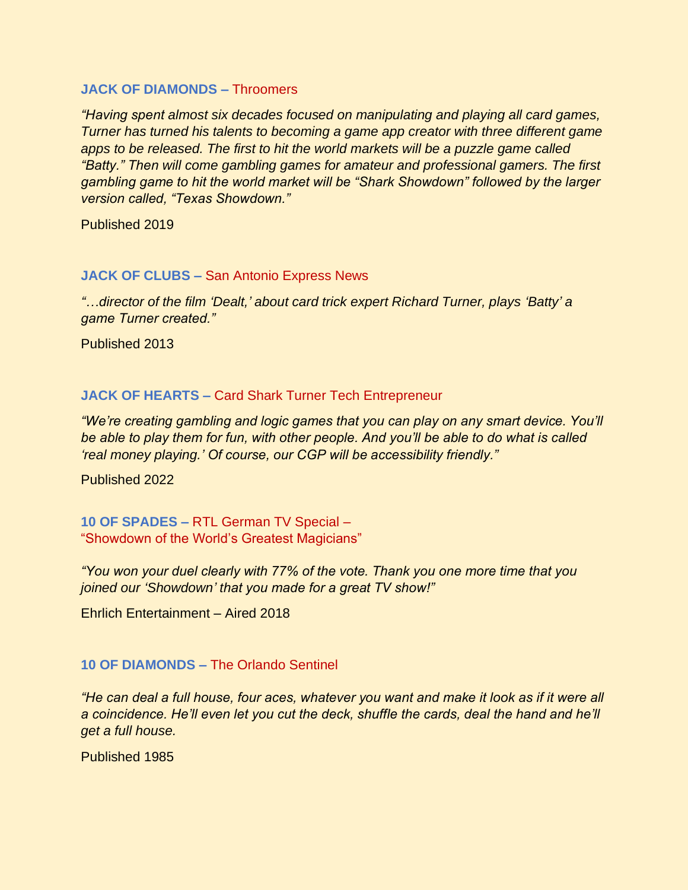**JACK OF DIAMONDS –** Throomers

*"Having spent almost six decades focused on manipulating and playing all card games, Turner has turned his talents to becoming a game app creator with three different game apps to be released. The first to hit the world markets will be a puzzle game called "Batty." Then will come gambling games for amateur and professional gamers. The first gambling game to hit the world market will be "Shark Showdown" followed by the larger version called, "Texas Showdown."*

Published 2019

**JACK OF CLUBS –** San Antonio Express News

*"…director of the film 'Dealt,' about card trick expert Richard Turner, plays 'Batty' a game Turner created."*

Published 2013

**JACK OF HEARTS –** Card Shark Turner Tech Entrepreneur

*"We're creating gambling and logic games that you can play on any smart device. You'll be able to play them for fun, with other people. And you'll be able to do what is called 'real money playing.' Of course, our CGP will be accessibility friendly."*

Published 2022

**10 OF SPADES –** RTL German TV Special –
"Showdown of the World's Greatest Magicians"

*"You won your duel clearly with 77% of the vote. Thank you one more time that you joined our 'Showdown' that you made for a great TV show!"*

Ehrlich Entertainment – Aired 2018

**10 OF DIAMONDS –** The Orlando Sentinel

*"He can deal a full house, four aces, whatever you want and make it look as if it were all a coincidence. He'll even let you cut the deck, shuffle the cards, deal the hand and he'll get a full house.*

Published 1985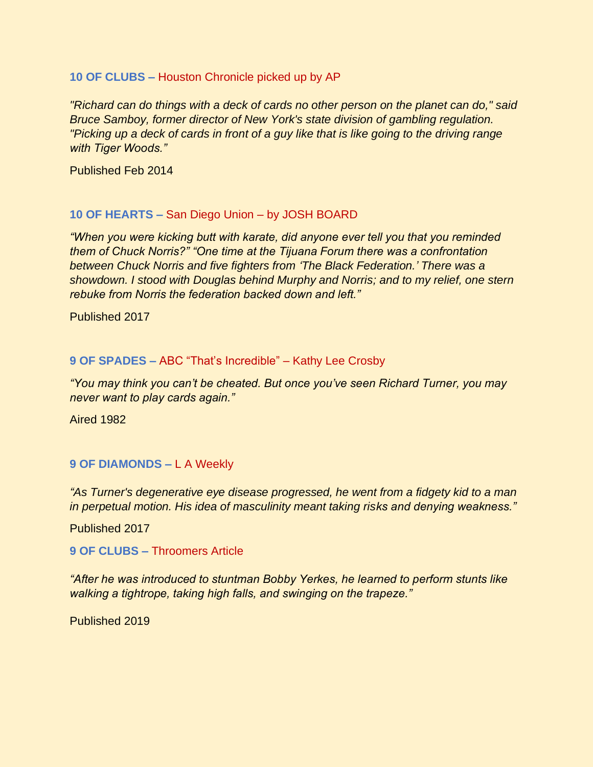**10 OF CLUBS –** Houston Chronicle picked up by AP

*"Richard can do things with a deck of cards no other person on the planet can do," said Bruce Samboy, former director of New York's state division of gambling regulation. "Picking up a deck of cards in front of a guy like that is like going to the driving range with Tiger Woods."*

Published Feb 2014

**10 OF HEARTS –** San Diego Union – by JOSH BOARD

*"When you were kicking butt with karate, did anyone ever tell you that you reminded them of Chuck Norris?" "One time at the Tijuana Forum there was a confrontation between Chuck Norris and five fighters from 'The Black Federation.' There was a showdown. I stood with Douglas behind Murphy and Norris; and to my relief, one stern rebuke from Norris the federation backed down and left."*

Published 2017

**9 OF SPADES –** ABC "That's Incredible" – Kathy Lee Crosby

*"You may think you can't be cheated. But once you've seen Richard Turner, you may never want to play cards again."*

Aired 1982

**9 OF DIAMONDS –** L A Weekly

*"As Turner's degenerative eye disease progressed, he went from a fidgety kid to a man in perpetual motion. His idea of masculinity meant taking risks and denying weakness."*

Published 2017

**9 OF CLUBS –** Throomers Article

*"After he was introduced to stuntman Bobby Yerkes, he learned to perform stunts like walking a tightrope, taking high falls, and swinging on the trapeze."*

Published 2019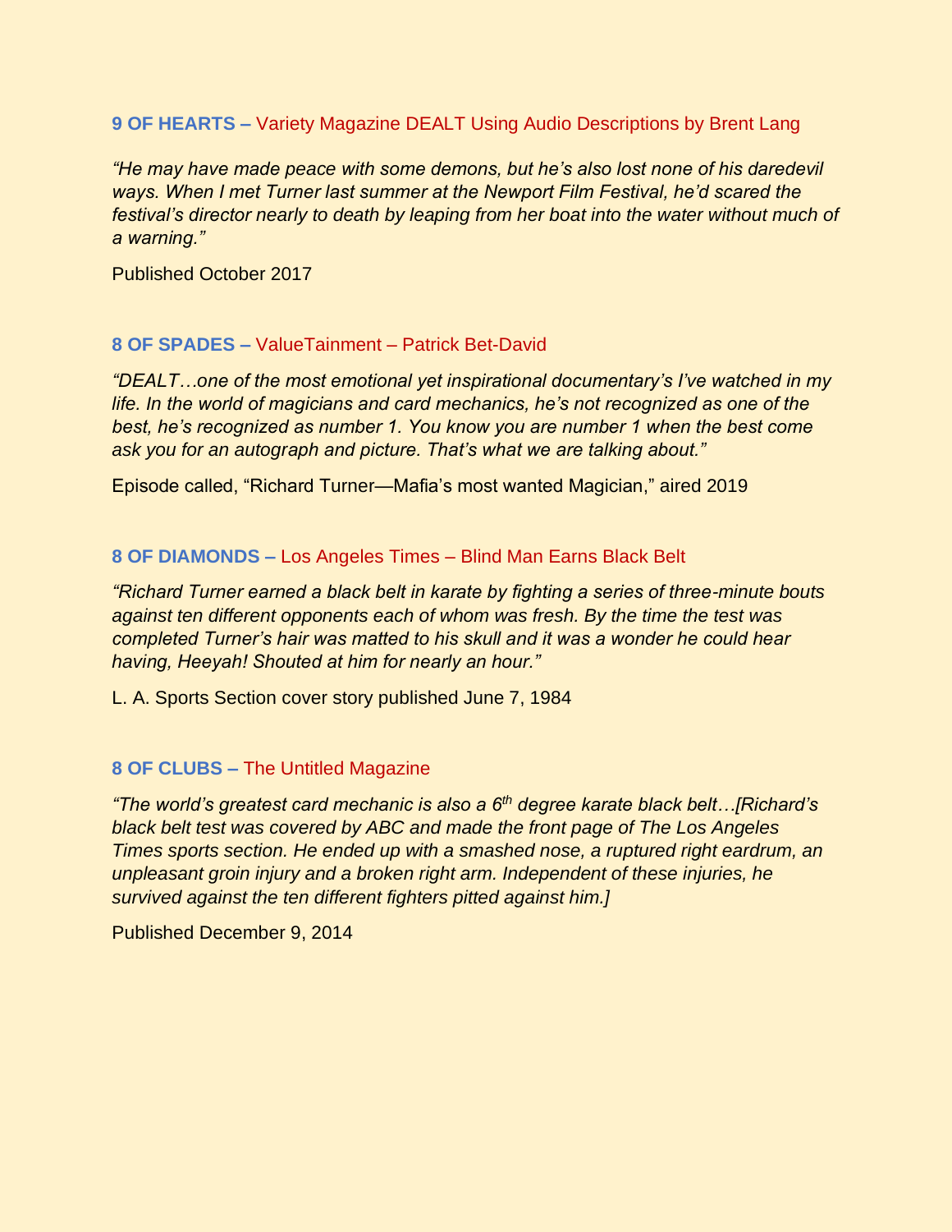**9 OF HEARTS –** Variety Magazine DEALT Using Audio Descriptions by Brent Lang

*“He may have made peace with some demons, but he’s also lost none of his daredevil ways. When I met Turner last summer at the Newport Film Festival, he’d scared the festival’s director nearly to death by leaping from her boat into the water without much of a warning.”*

Published October 2017

**8 OF SPADES –** ValueTainment – Patrick Bet-David

*“DEALT…one of the most emotional yet inspirational documentary’s I’ve watched in my life. In the world of magicians and card mechanics, he’s not recognized as one of the best, he’s recognized as number 1. You know you are number 1 when the best come ask you for an autograph and picture. That’s what we are talking about.”*

Episode called, “Richard Turner—Mafia’s most wanted Magician,” aired 2019

**8 OF DIAMONDS –** Los Angeles Times – Blind Man Earns Black Belt

*“Richard Turner earned a black belt in karate by fighting a series of three-minute bouts against ten different opponents each of whom was fresh. By the time the test was completed Turner’s hair was matted to his skull and it was a wonder he could hear having, Heeyah! Shouted at him for nearly an hour.”*

L. A. Sports Section cover story published June 7, 1984

**8 OF CLUBS –** The Untitled Magazine

*“The world’s greatest card mechanic is also a 6th degree karate black belt…[Richard’s black belt test was covered by ABC and made the front page of The Los Angeles Times sports section. He ended up with a smashed nose, a ruptured right eardrum, an unpleasant groin injury and a broken right arm. Independent of these injuries, he survived against the ten different fighters pitted against him.]*

Published December 9, 2014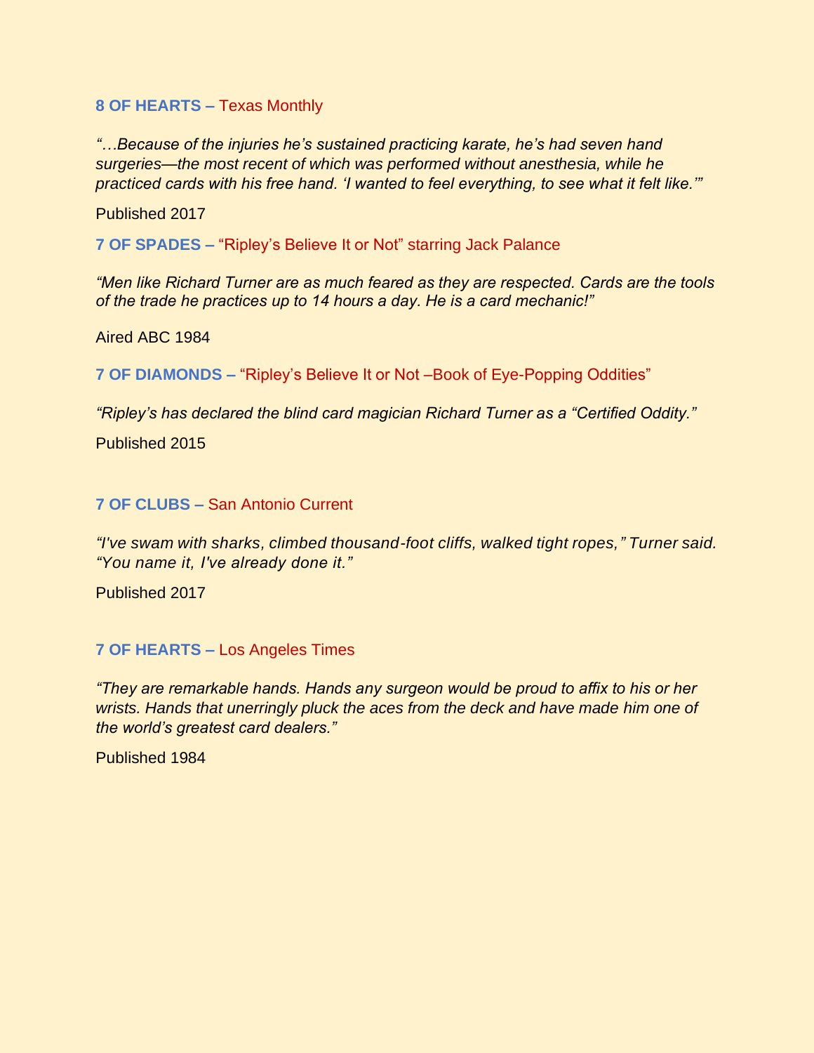**8 OF HEARTS –** Texas Monthly

*"…Because of the injuries he's sustained practicing karate, he's had seven hand surgeries—the most recent of which was performed without anesthesia, while he practiced cards with his free hand. 'I wanted to feel everything, to see what it felt like.'"*

Published 2017

**7 OF SPADES –** "Ripley's Believe It or Not" starring Jack Palance

*"Men like Richard Turner are as much feared as they are respected. Cards are the tools of the trade he practices up to 14 hours a day. He is a card mechanic!"*

Aired ABC 1984

**7 OF DIAMONDS –** "Ripley's Believe It or Not –Book of Eye-Popping Oddities"

*"Ripley's has declared the blind card magician Richard Turner as a "Certified Oddity."*

Published 2015

**7 OF CLUBS –** San Antonio Current

*"I've swam with sharks, climbed thousand-foot cliffs, walked tight ropes,"* Turner said. *"You name it, I've already done it."*

Published 2017

**7 OF HEARTS –** Los Angeles Times

*"They are remarkable hands. Hands any surgeon would be proud to affix to his or her wrists. Hands that unerringly pluck the aces from the deck and have made him one of the world's greatest card dealers."*

Published 1984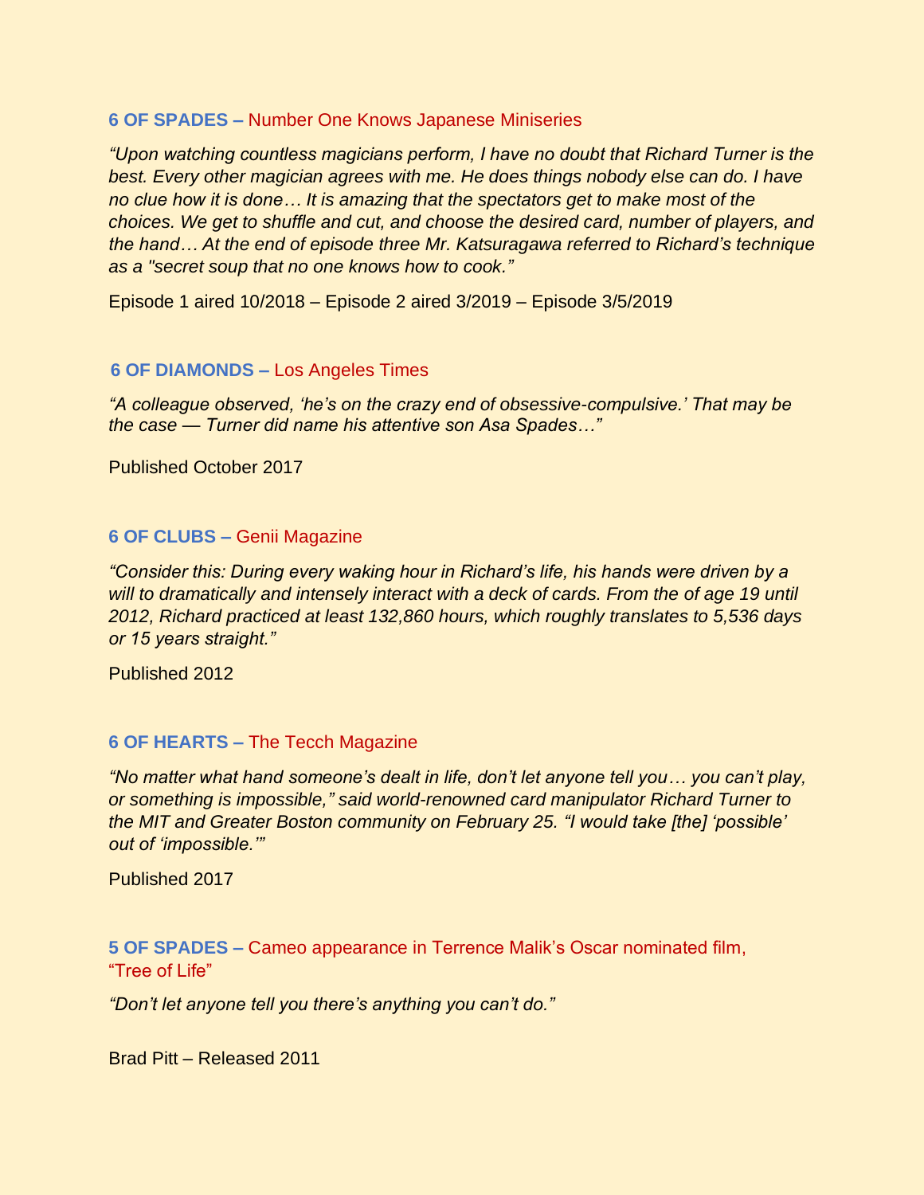### **6 OF SPADES –** Number One Knows Japanese Miniseries

*"Upon watching countless magicians perform, I have no doubt that Richard Turner is the best. Every other magician agrees with me. He does things nobody else can do. I have no clue how it is done… It is amazing that the spectators get to make most of the choices. We get to shuffle and cut, and choose the desired card, number of players, and the hand… At the end of episode three Mr. Katsuragawa referred to Richard's technique as a "secret soup that no one knows how to cook."*

Episode 1 aired 10/2018 – Episode 2 aired 3/2019 – Episode 3/5/2019

### **6 OF DIAMONDS –** Los Angeles Times

*"A colleague observed, 'he's on the crazy end of obsessive-compulsive.' That may be the case — Turner did name his attentive son Asa Spades…"*

Published October 2017

### **6 OF CLUBS –** Genii Magazine

*"Consider this: During every waking hour in Richard's life, his hands were driven by a will to dramatically and intensely interact with a deck of cards. From the of age 19 until 2012, Richard practiced at least 132,860 hours, which roughly translates to 5,536 days or 15 years straight."*

Published 2012

### **6 OF HEARTS –** The Tecch Magazine

*"No matter what hand someone's dealt in life, don't let anyone tell you… you can't play, or something is impossible," said world-renowned card manipulator Richard Turner to the MIT and Greater Boston community on February 25. "I would take [the] 'possible' out of 'impossible.'"*

Published 2017

### **5 OF SPADES –** Cameo appearance in Terrence Malik's Oscar nominated film, "Tree of Life"

*"Don't let anyone tell you there's anything you can't do."*

Brad Pitt – Released 2011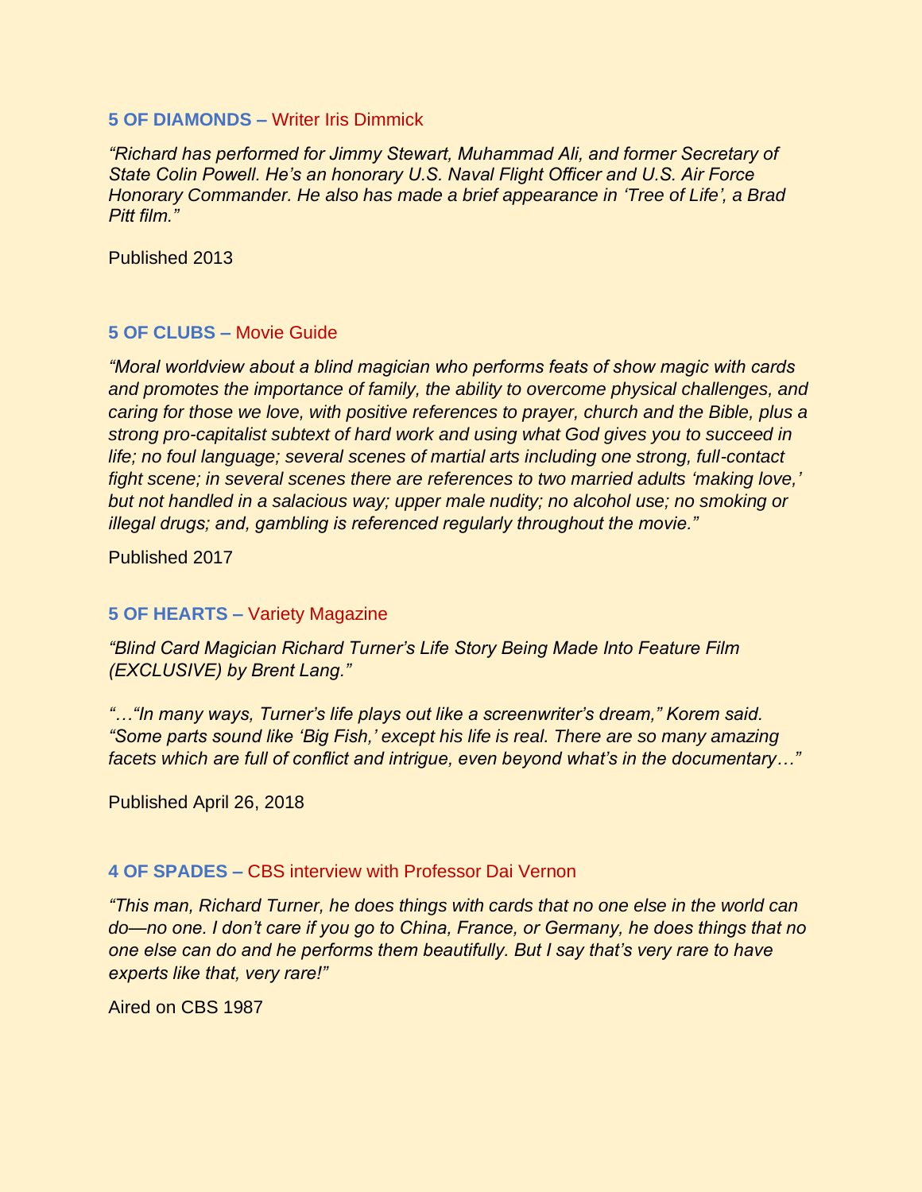**5 OF DIAMONDS –** Writer Iris Dimmick

*"Richard has performed for Jimmy Stewart, Muhammad Ali, and former Secretary of State Colin Powell. He's an honorary U.S. Naval Flight Officer and U.S. Air Force Honorary Commander. He also has made a brief appearance in 'Tree of Life', a Brad Pitt film."*

Published 2013

**5 OF CLUBS –** Movie Guide

*"Moral worldview about a blind magician who performs feats of show magic with cards and promotes the importance of family, the ability to overcome physical challenges, and caring for those we love, with positive references to prayer, church and the Bible, plus a strong pro-capitalist subtext of hard work and using what God gives you to succeed in life; no foul language; several scenes of martial arts including one strong, full-contact fight scene; in several scenes there are references to two married adults 'making love,' but not handled in a salacious way; upper male nudity; no alcohol use; no smoking or illegal drugs; and, gambling is referenced regularly throughout the movie."*

Published 2017

**5 OF HEARTS –** Variety Magazine

*"Blind Card Magician Richard Turner's Life Story Being Made Into Feature Film (EXCLUSIVE) by Brent Lang."*

*"…"In many ways, Turner's life plays out like a screenwriter's dream," Korem said. "Some parts sound like 'Big Fish,' except his life is real. There are so many amazing facets which are full of conflict and intrigue, even beyond what's in the documentary…"*

Published April 26, 2018

**4 OF SPADES –** CBS interview with Professor Dai Vernon

*"This man, Richard Turner, he does things with cards that no one else in the world can do—no one. I don't care if you go to China, France, or Germany, he does things that no one else can do and he performs them beautifully. But I say that's very rare to have experts like that, very rare!"*

Aired on CBS 1987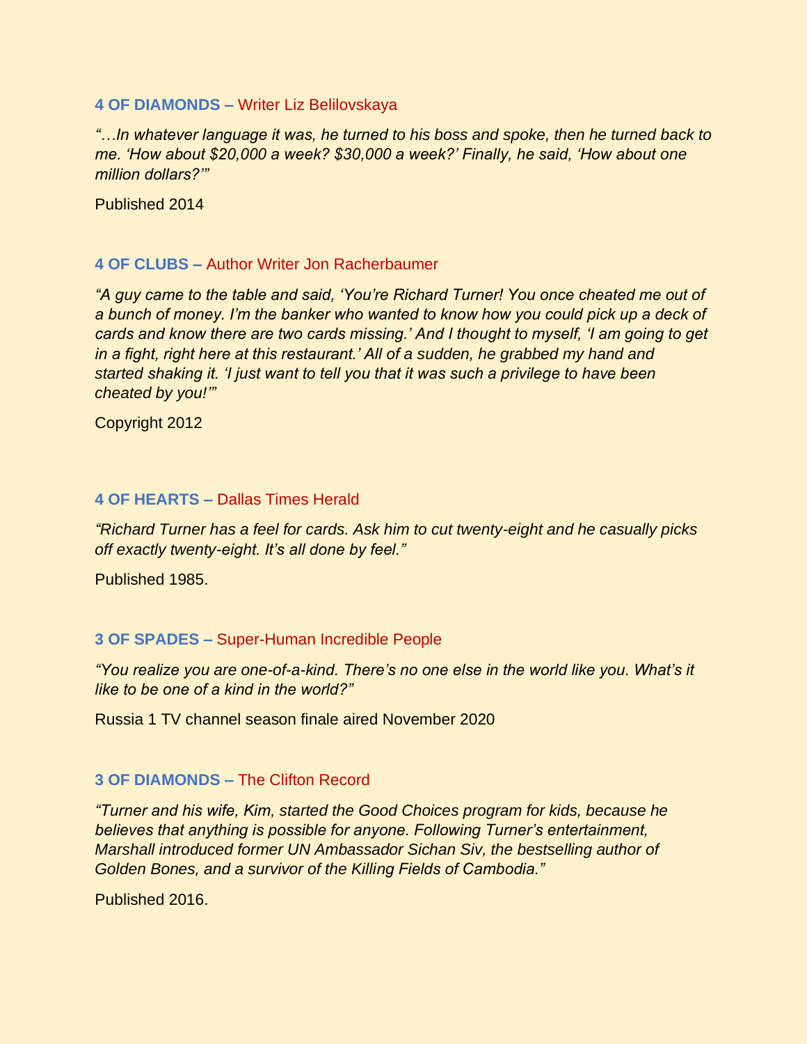**4 OF DIAMONDS –** Writer Liz Belilovskaya

*"…In whatever language it was, he turned to his boss and spoke, then he turned back to me. 'How about $20,000 a week? $30,000 a week?' Finally, he said, 'How about one million dollars?'"*

Published 2014

**4 OF CLUBS –** Author Writer Jon Racherbaumer

*"A guy came to the table and said, 'You're Richard Turner! You once cheated me out of a bunch of money. I'm the banker who wanted to know how you could pick up a deck of cards and know there are two cards missing.' And I thought to myself, 'I am going to get in a fight, right here at this restaurant.' All of a sudden, he grabbed my hand and started shaking it. 'I just want to tell you that it was such a privilege to have been cheated by you!'"*

Copyright 2012

**4 OF HEARTS –** Dallas Times Herald

*"Richard Turner has a feel for cards. Ask him to cut twenty-eight and he casually picks off exactly twenty-eight. It's all done by feel."*

Published 1985.

**3 OF SPADES –** Super-Human Incredible People

*"You realize you are one-of-a-kind. There's no one else in the world like you. What's it like to be one of a kind in the world?"*

Russia 1 TV channel season finale aired November 2020

**3 OF DIAMONDS –** The Clifton Record

*"Turner and his wife, Kim, started the Good Choices program for kids, because he believes that anything is possible for anyone. Following Turner's entertainment, Marshall introduced former UN Ambassador Sichan Siv, the bestselling author of Golden Bones, and a survivor of the Killing Fields of Cambodia."*

Published 2016.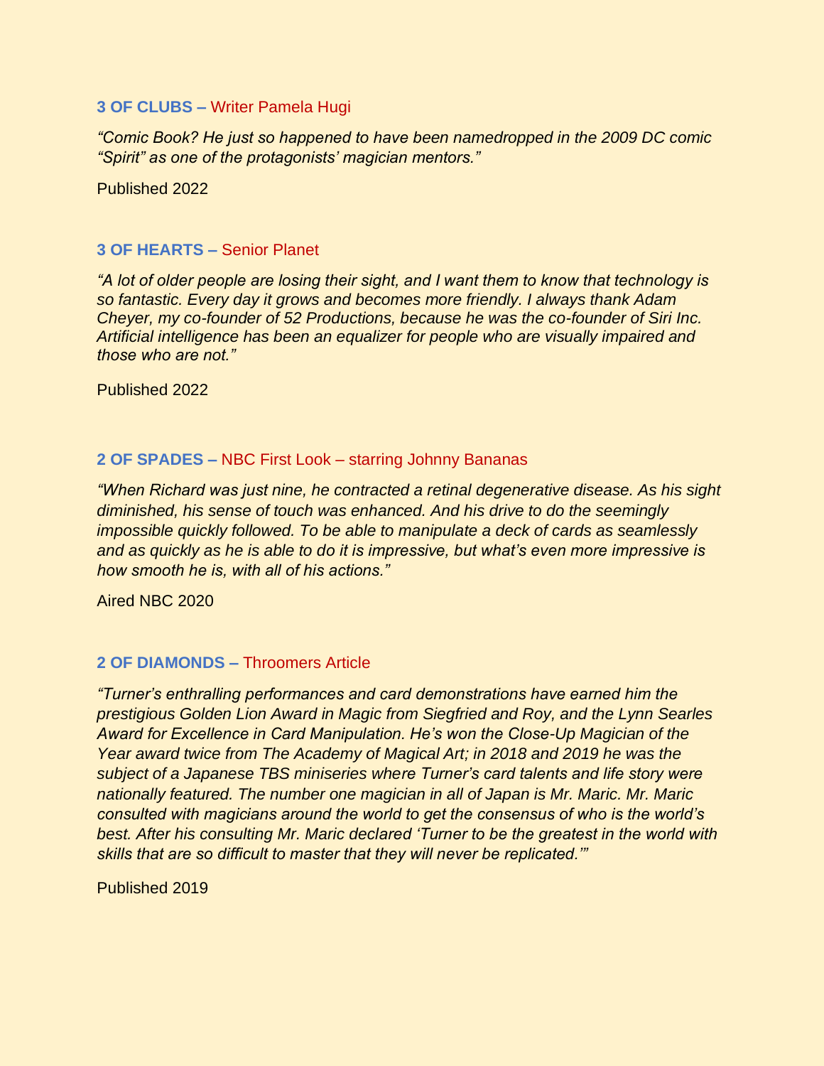**3 OF CLUBS –** Writer Pamela Hugi

*"Comic Book? He just so happened to have been namedropped in the 2009 DC comic "Spirit" as one of the protagonists' magician mentors."*

Published 2022

**3 OF HEARTS –** Senior Planet

*"A lot of older people are losing their sight, and I want them to know that technology is so fantastic. Every day it grows and becomes more friendly. I always thank Adam Cheyer, my co-founder of 52 Productions, because he was the co-founder of Siri Inc. Artificial intelligence has been an equalizer for people who are visually impaired and those who are not."*

Published 2022

**2 OF SPADES –** NBC First Look – starring Johnny Bananas

*"When Richard was just nine, he contracted a retinal degenerative disease. As his sight diminished, his sense of touch was enhanced. And his drive to do the seemingly impossible quickly followed. To be able to manipulate a deck of cards as seamlessly and as quickly as he is able to do it is impressive, but what's even more impressive is how smooth he is, with all of his actions."*

Aired NBC 2020

**2 OF DIAMONDS –** Throomers Article

*"Turner's enthralling performances and card demonstrations have earned him the prestigious Golden Lion Award in Magic from Siegfried and Roy, and the Lynn Searles Award for Excellence in Card Manipulation. He's won the Close-Up Magician of the Year award twice from The Academy of Magical Art; in 2018 and 2019 he was the subject of a Japanese TBS miniseries where Turner's card talents and life story were nationally featured. The number one magician in all of Japan is Mr. Maric. Mr. Maric consulted with magicians around the world to get the consensus of who is the world's best. After his consulting Mr. Maric declared 'Turner to be the greatest in the world with skills that are so difficult to master that they will never be replicated.'"*

Published 2019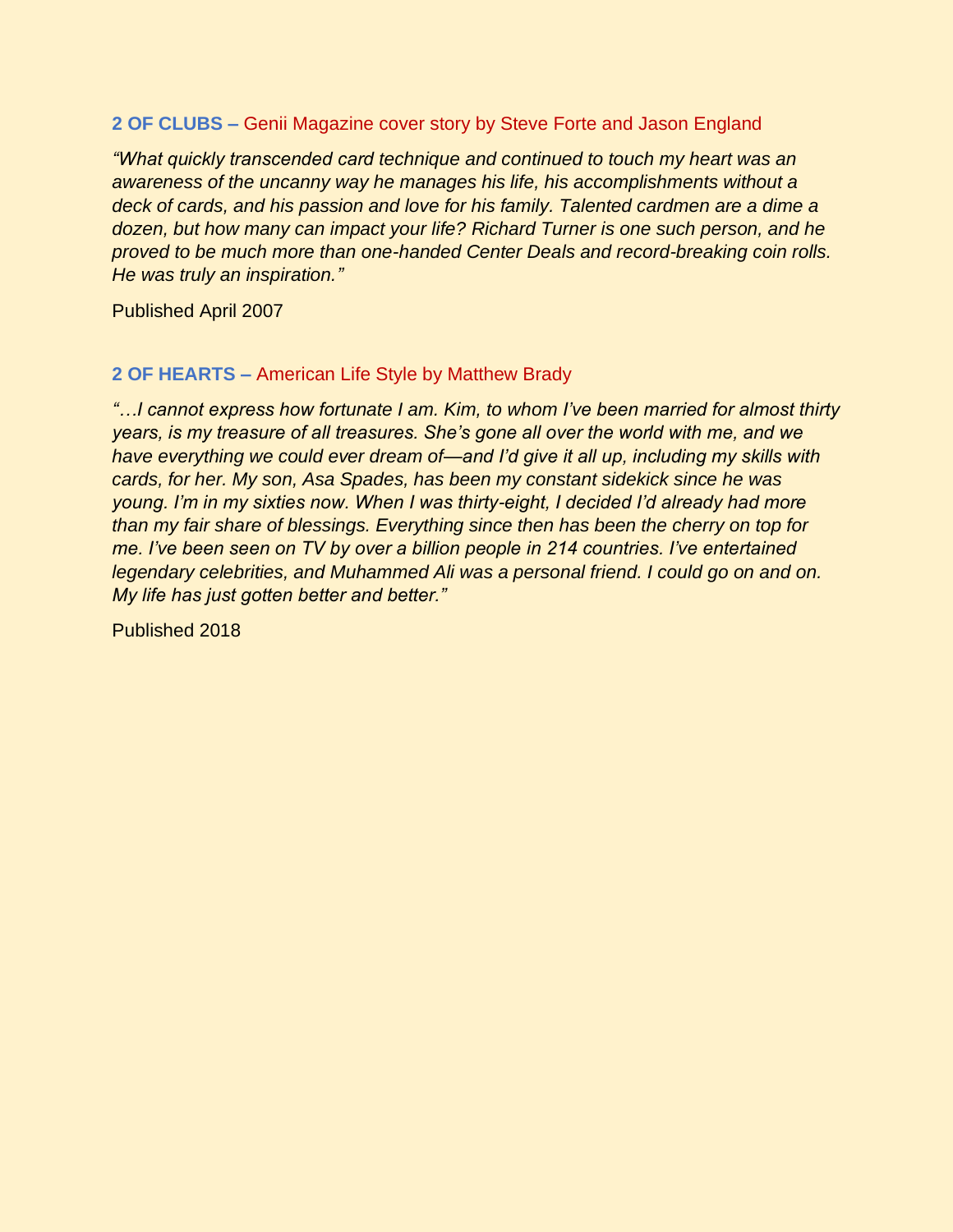**2 OF CLUBS –** Genii Magazine cover story by Steve Forte and Jason England

*“What quickly transcended card technique and continued to touch my heart was an awareness of the uncanny way he manages his life, his accomplishments without a deck of cards, and his passion and love for his family. Talented cardmen are a dime a dozen, but how many can impact your life? Richard Turner is one such person, and he proved to be much more than one-handed Center Deals and record-breaking coin rolls. He was truly an inspiration.”*

Published April 2007

**2 OF HEARTS –** American Life Style by Matthew Brady

*“…I cannot express how fortunate I am. Kim, to whom I’ve been married for almost thirty years, is my treasure of all treasures. She’s gone all over the world with me, and we have everything we could ever dream of—and I’d give it all up, including my skills with cards, for her. My son, Asa Spades, has been my constant sidekick since he was young. I’m in my sixties now. When I was thirty-eight, I decided I’d already had more than my fair share of blessings. Everything since then has been the cherry on top for me. I’ve been seen on TV by over a billion people in 214 countries. I’ve entertained legendary celebrities, and Muhammed Ali was a personal friend. I could go on and on. My life has just gotten better and better.”*

Published 2018